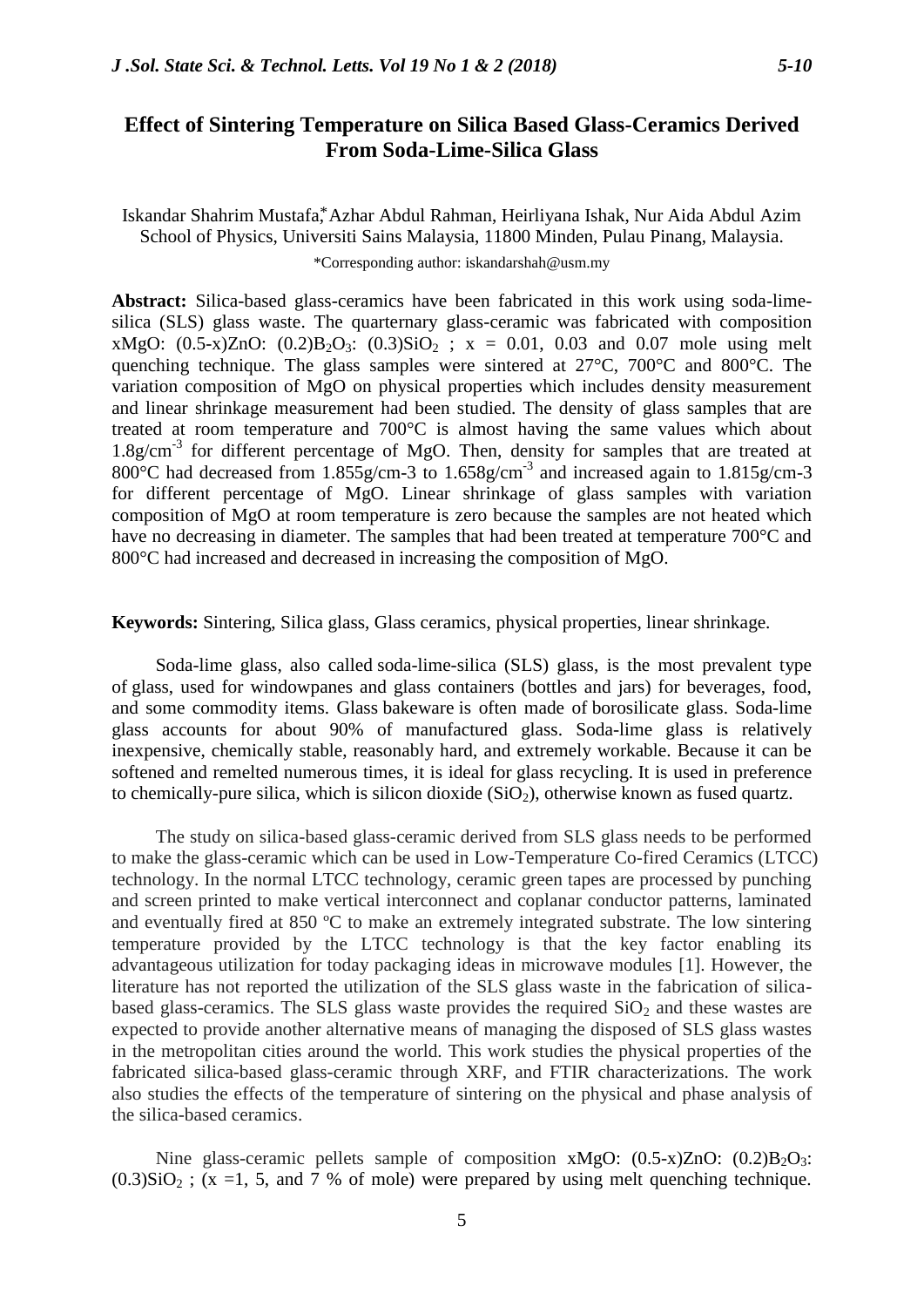# Effect of Sintering Temperature on Silica Based Glass-Ceramics Derived From Soda-Lime-Silica Glass

Iskandar Shahrim Mustafa,* Azhar Abdul Rahman, Heirliyana Ishak, Nur Aida Abdul Azim
School of Physics, Universiti Sains Malaysia, 11800 Minden, Pulau Pinang, Malaysia.

*Corresponding author: iskandarshah@usm.my

**Abstract:** Silica-based glass-ceramics have been fabricated in this work using soda-lime-silica (SLS) glass waste. The quarternary glass-ceramic was fabricated with composition xMgO: (0.5-x)ZnO: $(0.2)B_2O_3$: $(0.3)SiO_2$ ; x = 0.01, 0.03 and 0.07 mole using melt quenching technique. The glass samples were sintered at 27°C, 700°C and 800°C. The variation composition of MgO on physical properties which includes density measurement and linear shrinkage measurement had been studied. The density of glass samples that are treated at room temperature and 700°C is almost having the same values which about $1.8g/cm^{-3}$ for different percentage of MgO. Then, density for samples that are treated at 800°C had decreased from 1.855g/cm-3 to $1.658g/cm^{-3}$ and increased again to 1.815g/cm-3 for different percentage of MgO. Linear shrinkage of glass samples with variation composition of MgO at room temperature is zero because the samples are not heated which have no decreasing in diameter. The samples that had been treated at temperature 700°C and 800°C had increased and decreased in increasing the composition of MgO.

**Keywords:** Sintering, Silica glass, Glass ceramics, physical properties, linear shrinkage.

Soda-lime glass, also called soda-lime-silica (SLS) glass, is the most prevalent type of glass, used for windowpanes and glass containers (bottles and jars) for beverages, food, and some commodity items. Glass bakeware is often made of borosilicate glass. Soda-lime glass accounts for about 90% of manufactured glass. Soda-lime glass is relatively inexpensive, chemically stable, reasonably hard, and extremely workable. Because it can be softened and remelted numerous times, it is ideal for glass recycling. It is used in preference to chemically-pure silica, which is silicon dioxide ($SiO_2$), otherwise known as fused quartz.

The study on silica-based glass-ceramic derived from SLS glass needs to be performed to make the glass-ceramic which can be used in Low-Temperature Co-fired Ceramics (LTCC) technology. In the normal LTCC technology, ceramic green tapes are processed by punching and screen printed to make vertical interconnect and coplanar conductor patterns, laminated and eventually fired at 850 ºC to make an extremely integrated substrate. The low sintering temperature provided by the LTCC technology is that the key factor enabling its advantageous utilization for today packaging ideas in microwave modules [1]. However, the literature has not reported the utilization of the SLS glass waste in the fabrication of silica-based glass-ceramics. The SLS glass waste provides the required $SiO_2$ and these wastes are expected to provide another alternative means of managing the disposed of SLS glass wastes in the metropolitan cities around the world. This work studies the physical properties of the fabricated silica-based glass-ceramic through XRF, and FTIR characterizations. The work also studies the effects of the temperature of sintering on the physical and phase analysis of the silica-based ceramics.

Nine glass-ceramic pellets sample of composition xMgO: (0.5-x)ZnO: $(0.2)B_2O_3$: $(0.3)SiO_2$ ; (x =1, 5, and 7 % of mole) were prepared by using melt quenching technique.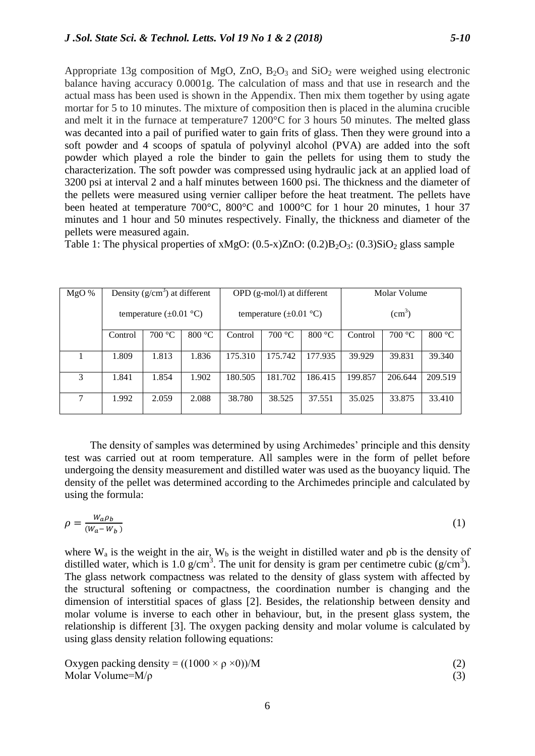Appropriate 13g composition of MgO, ZnO, $B_2O_3$ and $SiO_2$ were weighed using electronic balance having accuracy 0.0001g. The calculation of mass and that use in research and the actual mass has been used is shown in the Appendix. Then mix them together by using agate mortar for 5 to 10 minutes. The mixture of composition then is placed in the alumina crucible and melt it in the furnace at temperature7 1200°C for 3 hours 50 minutes. The melted glass was decanted into a pail of purified water to gain frits of glass. Then they were ground into a soft powder and 4 scoops of spatula of polyvinyl alcohol (PVA) are added into the soft powder which played a role the binder to gain the pellets for using them to study the characterization. The soft powder was compressed using hydraulic jack at an applied load of 3200 psi at interval 2 and a half minutes between 1600 psi. The thickness and the diameter of the pellets were measured using vernier calliper before the heat treatment. The pellets have been heated at temperature 700°C, 800°C and 1000°C for 1 hour 20 minutes, 1 hour 37 minutes and 1 hour and 50 minutes respectively. Finally, the thickness and diameter of the pellets were measured again.

Table 1: The physical properties of xMgO: (0.5-x)ZnO: $(0.2)B_2O_3$: $(0.3)SiO_2$ glass sample

| MgO % | Density ($g/cm^3$) at different temperature (±0.01 °C) | | | OPD (g-mol/l) at different temperature (±0.01 °C) | | | Molar Volume ($cm^3$) | | |
|---|---|---|---|---|---|---|---|---|---|
| | Control | 700 °C | 800 °C | Control | 700 °C | 800 °C | Control | 700 °C | 800 °C |
| 1 | 1.809 | 1.813 | 1.836 | 175.310 | 175.742 | 177.935 | 39.929 | 39.831 | 39.340 |
| 3 | 1.841 | 1.854 | 1.902 | 180.505 | 181.702 | 186.415 | 199.857 | 206.644 | 209.519 |
| 7 | 1.992 | 2.059 | 2.088 | 38.780 | 38.525 | 37.551 | 35.025 | 33.875 | 33.410 |

The density of samples was determined by using Archimedes' principle and this density test was carried out at room temperature. All samples were in the form of pellet before undergoing the density measurement and distilled water was used as the buoyancy liquid. The density of the pellet was determined according to the Archimedes principle and calculated by using the formula:

$$\rho = \frac{W_a \rho_b}{(W_a - W_b)} \tag{1}$$

where $W_a$ is the weight in the air, $W_b$ is the weight in distilled water and $\rho b$ is the density of distilled water, which is 1.0 $g/cm^3$. The unit for density is gram per centimetre cubic ($g/cm^3$). The glass network compactness was related to the density of glass system with affected by the structural softening or compactness, the coordination number is changing and the dimension of interstitial spaces of glass [2]. Besides, the relationship between density and molar volume is inverse to each other in behaviour, but, in the present glass system, the relationship is different [3]. The oxygen packing density and molar volume is calculated by using glass density relation following equations:

$$\text{Oxygen packing density} = ((1000 \times \rho \times 0))/M \tag{2}$$

$$\text{Molar Volume} = M/\rho \tag{3}$$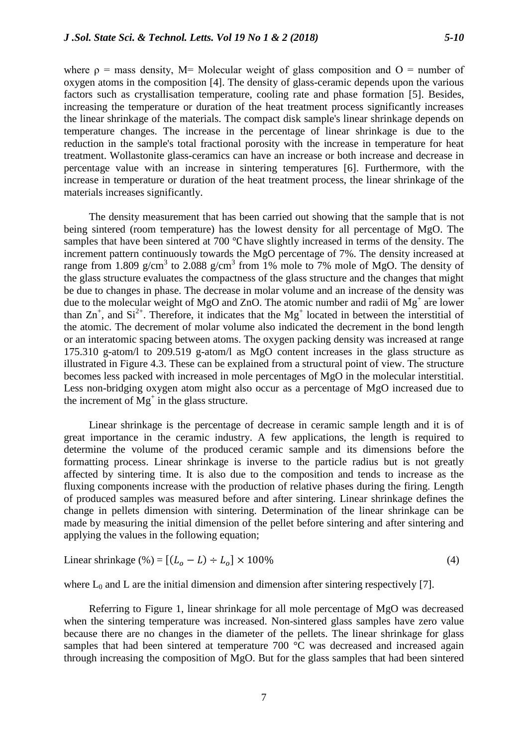where ρ = mass density, M= Molecular weight of glass composition and O = number of oxygen atoms in the composition [4]. The density of glass-ceramic depends upon the various factors such as crystallisation temperature, cooling rate and phase formation [5]. Besides, increasing the temperature or duration of the heat treatment process significantly increases the linear shrinkage of the materials. The compact disk sample's linear shrinkage depends on temperature changes. The increase in the percentage of linear shrinkage is due to the reduction in the sample's total fractional porosity with the increase in temperature for heat treatment. Wollastonite glass-ceramics can have an increase or both increase and decrease in percentage value with an increase in sintering temperatures [6]. Furthermore, with the increase in temperature or duration of the heat treatment process, the linear shrinkage of the materials increases significantly.

The density measurement that has been carried out showing that the sample that is not being sintered (room temperature) has the lowest density for all percentage of MgO. The samples that have been sintered at 700 ℃ have slightly increased in terms of the density. The increment pattern continuously towards the MgO percentage of 7%. The density increased at range from 1.809 g/cm$^3$ to 2.088 g/cm$^3$ from 1% mole to 7% mole of MgO. The density of the glass structure evaluates the compactness of the glass structure and the changes that might be due to changes in phase. The decrease in molar volume and an increase of the density was due to the molecular weight of MgO and ZnO. The atomic number and radii of $Mg^+$ are lower than $Zn^+$, and $Si^{2+}$. Therefore, it indicates that the $Mg^+$ located in between the interstitial of the atomic. The decrement of molar volume also indicated the decrement in the bond length or an interatomic spacing between atoms. The oxygen packing density was increased at range 175.310 g-atom/l to 209.519 g-atom/l as MgO content increases in the glass structure as illustrated in Figure 4.3. These can be explained from a structural point of view. The structure becomes less packed with increased in mole percentages of MgO in the molecular interstitial. Less non-bridging oxygen atom might also occur as a percentage of MgO increased due to the increment of $Mg^+$ in the glass structure.

Linear shrinkage is the percentage of decrease in ceramic sample length and it is of great importance in the ceramic industry. A few applications, the length is required to determine the volume of the produced ceramic sample and its dimensions before the formatting process. Linear shrinkage is inverse to the particle radius but is not greatly affected by sintering time. It is also due to the composition and tends to increase as the fluxing components increase with the production of relative phases during the firing. Length of produced samples was measured before and after sintering. Linear shrinkage defines the change in pellets dimension with sintering. Determination of the linear shrinkage can be made by measuring the initial dimension of the pellet before sintering and after sintering and applying the values in the following equation;

$$\text{Linear shrinkage (\%)} = [(L_o - L) \div L_o] \times 100\% \tag{4}$$

where $L_0$ and L are the initial dimension and dimension after sintering respectively [7].

Referring to Figure 1, linear shrinkage for all mole percentage of MgO was decreased when the sintering temperature was increased. Non-sintered glass samples have zero value because there are no changes in the diameter of the pellets. The linear shrinkage for glass samples that had been sintered at temperature 700 °C was decreased and increased again through increasing the composition of MgO. But for the glass samples that had been sintered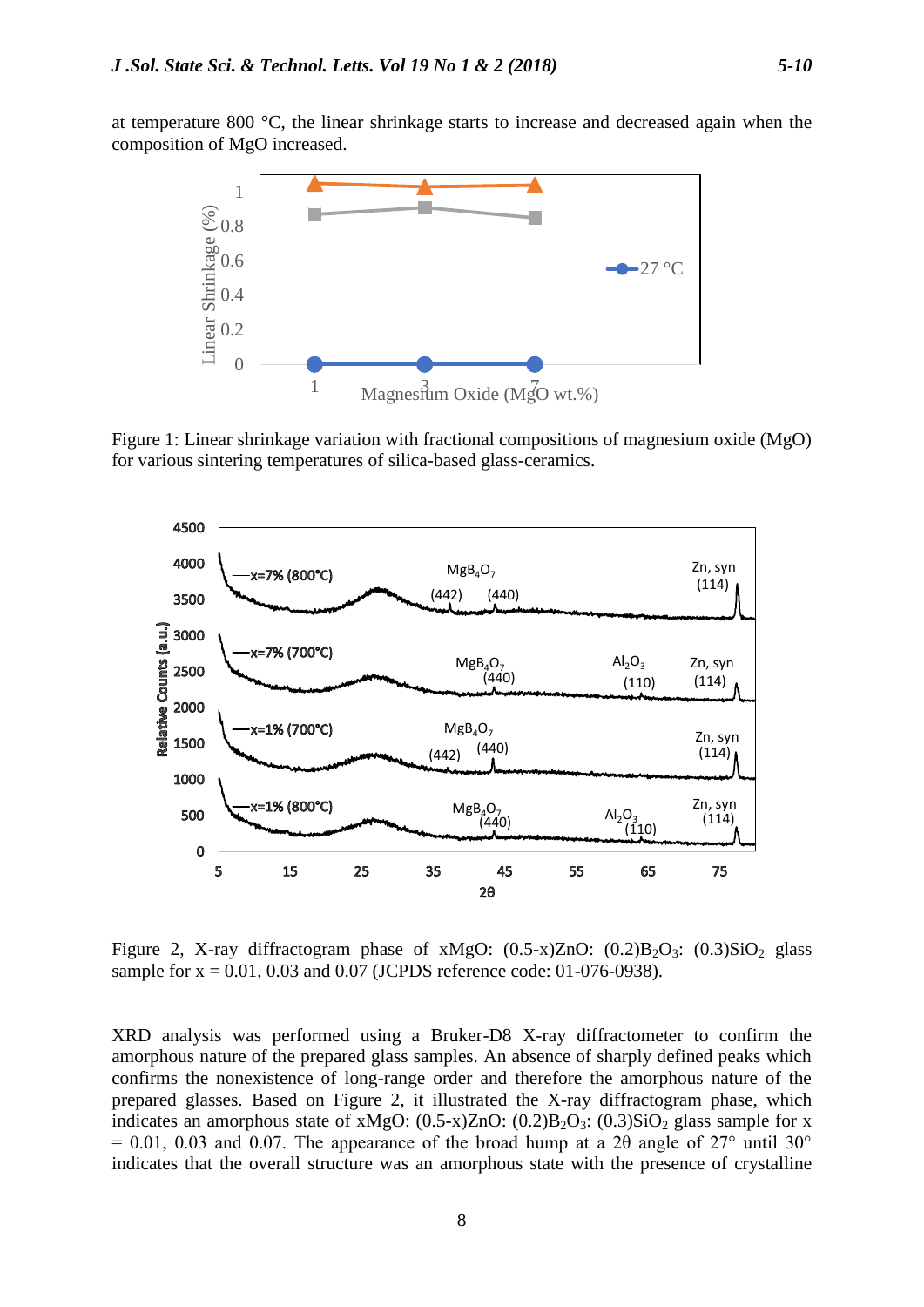at temperature 800 °C, the linear shrinkage starts to increase and decreased again when the composition of MgO increased.

Figure 1: Linear shrinkage variation with fractional compositions of magnesium oxide (MgO) for various sintering temperatures of silica-based glass-ceramics.

Figure 2, X-ray diffractogram phase of xMgO: (0.5-x)ZnO: $(0.2)B_2O_3$: $(0.3)SiO_2$ glass sample for x = 0.01, 0.03 and 0.07 (JCPDS reference code: 01-076-0938).

XRD analysis was performed using a Bruker-D8 X-ray diffractometer to confirm the amorphous nature of the prepared glass samples. An absence of sharply defined peaks which confirms the nonexistence of long-range order and therefore the amorphous nature of the prepared glasses. Based on Figure 2, it illustrated the X-ray diffractogram phase, which indicates an amorphous state of xMgO: (0.5-x)ZnO: $(0.2)B_2O_3$: $(0.3)SiO_2$ glass sample for x = 0.01, 0.03 and 0.07. The appearance of the broad hump at a 2θ angle of 27° until 30° indicates that the overall structure was an amorphous state with the presence of crystalline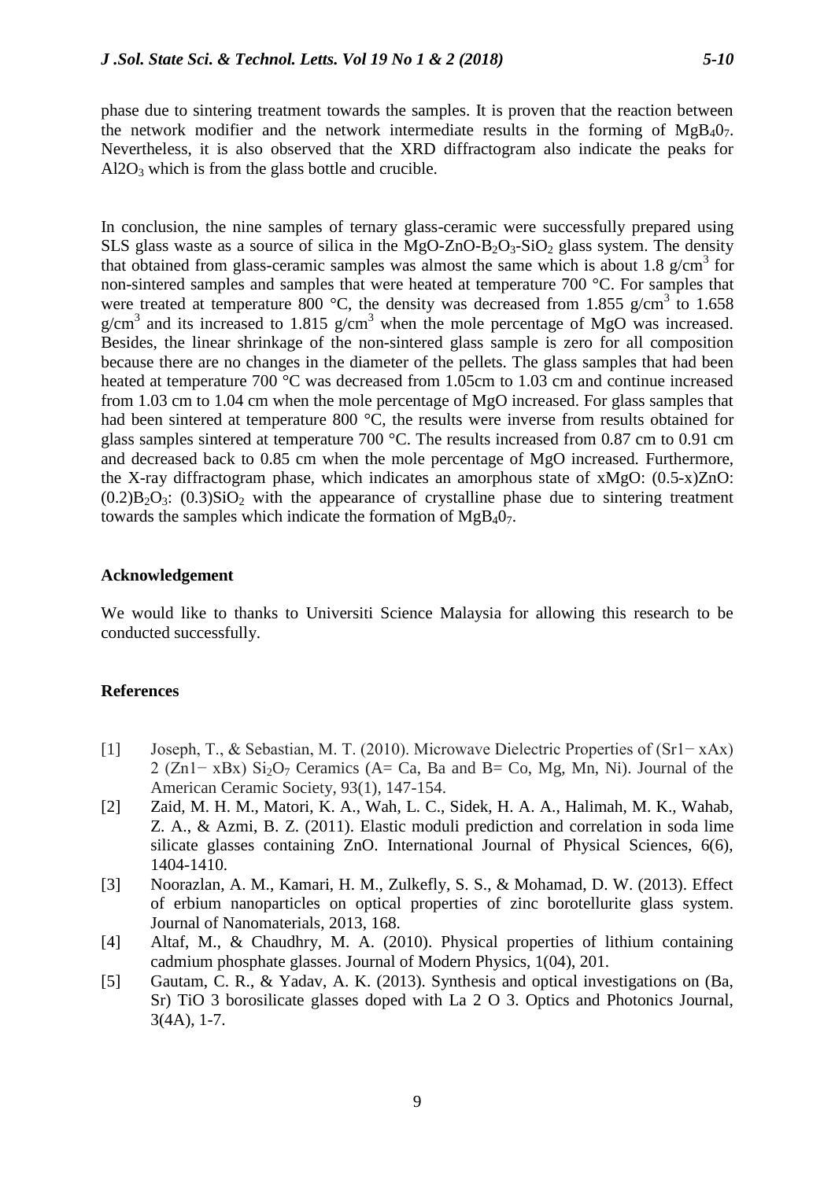phase due to sintering treatment towards the samples. It is proven that the reaction between the network modifier and the network intermediate results in the forming of $MgB_40_7$. Nevertheless, it is also observed that the XRD diffractogram also indicate the peaks for $Al2O_3$ which is from the glass bottle and crucible.

In conclusion, the nine samples of ternary glass-ceramic were successfully prepared using SLS glass waste as a source of silica in the $MgO$-$ZnO$-$B_2O_3$-$SiO_2$ glass system. The density that obtained from glass-ceramic samples was almost the same which is about 1.8 g/cm$^3$ for non-sintered samples and samples that were heated at temperature 700 °C. For samples that were treated at temperature 800 °C, the density was decreased from 1.855 g/cm$^3$ to 1.658 g/cm$^3$ and its increased to 1.815 g/cm$^3$ when the mole percentage of MgO was increased. Besides, the linear shrinkage of the non-sintered glass sample is zero for all composition because there are no changes in the diameter of the pellets. The glass samples that had been heated at temperature 700 °C was decreased from 1.05cm to 1.03 cm and continue increased from 1.03 cm to 1.04 cm when the mole percentage of MgO increased. For glass samples that had been sintered at temperature 800 °C, the results were inverse from results obtained for glass samples sintered at temperature 700 °C. The results increased from 0.87 cm to 0.91 cm and decreased back to 0.85 cm when the mole percentage of MgO increased. Furthermore, the X-ray diffractogram phase, which indicates an amorphous state of xMgO: (0.5-x)ZnO: $(0.2)B_2O_3$: $(0.3)SiO_2$ with the appearance of crystalline phase due to sintering treatment towards the samples which indicate the formation of $MgB_40_7$.

### Acknowledgement

We would like to thanks to Universiti Science Malaysia for allowing this research to be conducted successfully.

### References

[1] Joseph, T., & Sebastian, M. T. (2010). Microwave Dielectric Properties of (Sr1− xAx) 2 (Zn1− xBx) $Si_2O_7$ Ceramics (A= Ca, Ba and B= Co, Mg, Mn, Ni). Journal of the American Ceramic Society, 93(1), 147-154.

[2] Zaid, M. H. M., Matori, K. A., Wah, L. C., Sidek, H. A. A., Halimah, M. K., Wahab, Z. A., & Azmi, B. Z. (2011). Elastic moduli prediction and correlation in soda lime silicate glasses containing ZnO. International Journal of Physical Sciences, 6(6), 1404-1410.

[3] Noorazlan, A. M., Kamari, H. M., Zulkefly, S. S., & Mohamad, D. W. (2013). Effect of erbium nanoparticles on optical properties of zinc borotellurite glass system. Journal of Nanomaterials, 2013, 168.

[4] Altaf, M., & Chaudhry, M. A. (2010). Physical properties of lithium containing cadmium phosphate glasses. Journal of Modern Physics, 1(04), 201.

[5] Gautam, C. R., & Yadav, A. K. (2013). Synthesis and optical investigations on (Ba, Sr) TiO 3 borosilicate glasses doped with La 2 O 3. Optics and Photonics Journal, 3(4A), 1-7.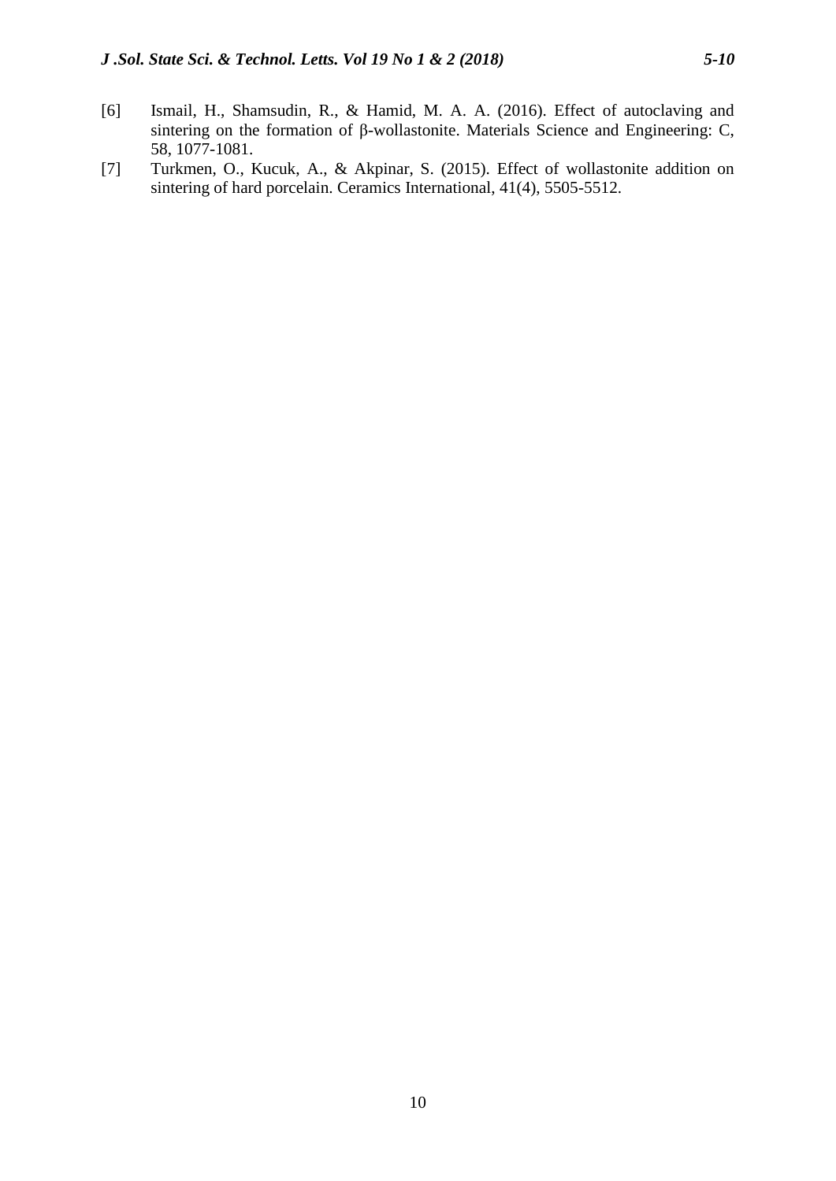[6] Ismail, H., Shamsudin, R., & Hamid, M. A. A. (2016). Effect of autoclaving and sintering on the formation of β-wollastonite. Materials Science and Engineering: C, 58, 1077-1081.

[7] Turkmen, O., Kucuk, A., & Akpinar, S. (2015). Effect of wollastonite addition on sintering of hard porcelain. Ceramics International, 41(4), 5505-5512.